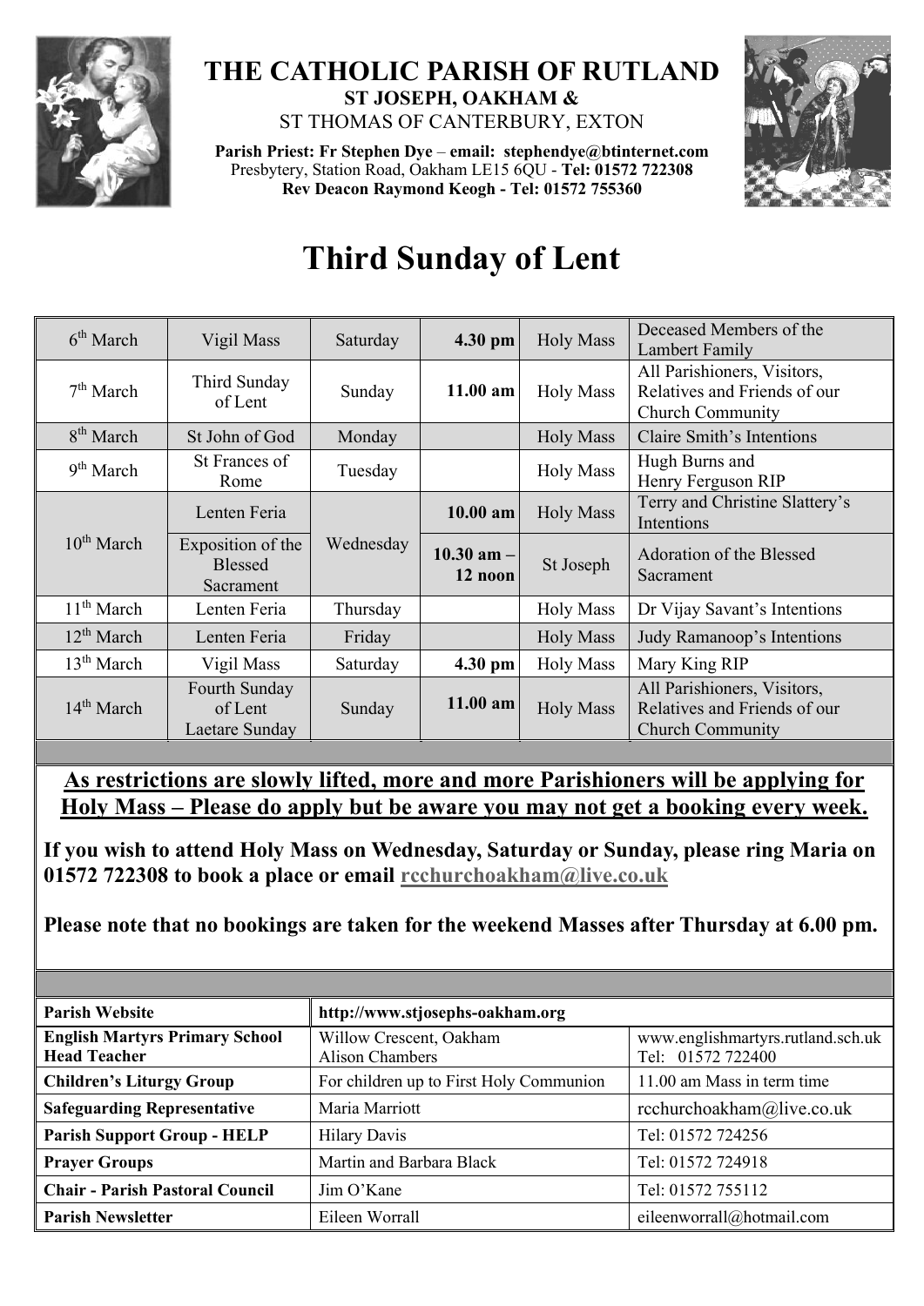# THE CATHOLIC PARISH OF RUTLAND

**ST JOSEPH, OAKHAM &**

ST THOMAS OF CANTERBURY, EXTON

**Parish Priest: Fr Stephen Dye** – **email: stephendye@btinternet.com**
Presbytery, Station Road, Oakham LE15 6QU - **Tel: 01572 722308**
**Rev Deacon Raymond Keogh - Tel: 01572 755360**

# Third Sunday of Lent

| | | | | | |
|---|---|---|---|---|---|
| 6th March | Vigil Mass | Saturday | **4.30 pm** | Holy Mass | Deceased Members of the Lambert Family |
| 7th March | Third Sunday of Lent | Sunday | **11.00 am** | Holy Mass | All Parishioners, Visitors, Relatives and Friends of our Church Community |
| 8th March | St John of God | Monday | | Holy Mass | Claire Smith's Intentions |
| 9th March | St Frances of Rome | Tuesday | | Holy Mass | Hugh Burns and Henry Ferguson RIP |
| 10th March | Lenten Feria | Wednesday | **10.00 am** | Holy Mass | Terry and Christine Slattery's Intentions |
| | Exposition of the Blessed Sacrament | | **10.30 am – 12 noon** | St Joseph | Adoration of the Blessed Sacrament |
| 11th March | Lenten Feria | Thursday | | Holy Mass | Dr Vijay Savant's Intentions |
| 12th March | Lenten Feria | Friday | | Holy Mass | Judy Ramanoop's Intentions |
| 13th March | Vigil Mass | Saturday | **4.30 pm** | Holy Mass | Mary King RIP |
| 14th March | Fourth Sunday of Lent Laetare Sunday | Sunday | **11.00 am** | Holy Mass | All Parishioners, Visitors, Relatives and Friends of our Church Community |

**As restrictions are slowly lifted, more and more Parishioners will be applying for Holy Mass – Please do apply but be aware you may not get a booking every week.**

**If you wish to attend Holy Mass on Wednesday, Saturday or Sunday, please ring Maria on 01572 722308 to book a place or email rcchurchoakham@live.co.uk**

**Please note that no bookings are taken for the weekend Masses after Thursday at 6.00 pm.**

| | | |
|---|---|---|
| **Parish Website** | **http://www.stjosephs-oakham.org** | |
| **English Martyrs Primary School Head Teacher** | Willow Crescent, Oakham Alison Chambers | www.englishmartyrs.rutland.sch.uk Tel: 01572 722400 |
| **Children's Liturgy Group** | For children up to First Holy Communion | 11.00 am Mass in term time |
| **Safeguarding Representative** | Maria Marriott | rcchurchoakham@live.co.uk |
| **Parish Support Group - HELP** | Hilary Davis | Tel: 01572 724256 |
| **Prayer Groups** | Martin and Barbara Black | Tel: 01572 724918 |
| **Chair - Parish Pastoral Council** | Jim O'Kane | Tel: 01572 755112 |
| **Parish Newsletter** | Eileen Worrall | eileenworrall@hotmail.com |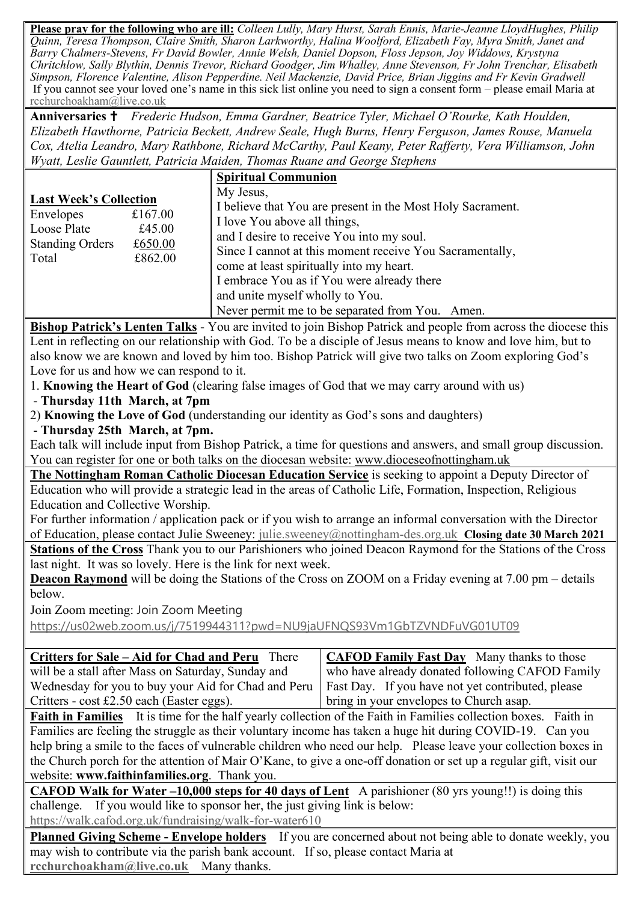**Please pray for the following who are ill:** *Colleen Lully, Mary Hurst, Sarah Ennis, Marie-Jeanne LloydHughes, Philip Quinn, Teresa Thompson, Claire Smith, Sharon Larkworthy, Halina Woolford, Elizabeth Fay, Myra Smith, Janet and Barry Chalmers-Stevens, Fr David Bowler, Annie Welsh, Daniel Dopson, Floss Jepson, Joy Widdows, Krystyna Chritchlow, Sally Blythin, Dennis Trevor, Richard Goodger, Jim Whalley, Anne Stevenson, Fr John Trenchar, Elisabeth Simpson, Florence Valentine, Alison Pepperdine. Neil Mackenzie, David Price, Brian Jiggins and Fr Kevin Gradwell*

If you cannot see your loved one's name in this sick list online you need to sign a consent form – please email Maria at rcchurchoakham@live.co.uk

**Anniversaries ✝** *Frederic Hudson, Emma Gardner, Beatrice Tyler, Michael O'Rourke, Kath Houlden, Elizabeth Hawthorne, Patricia Beckett, Andrew Seale, Hugh Burns, Henry Ferguson, James Rouse, Manuela Cox, Atelia Leandro, Mary Rathbone, Richard McCarthy, Paul Keany, Peter Rafferty, Vera Williamson, John Wyatt, Leslie Gauntlett, Patricia Maiden, Thomas Ruane and George Stephens*

**Last Week's Collection**

| | |
|---|---|
| Envelopes | £167.00 |
| Loose Plate | £45.00 |
| Standing Orders | £650.00 |
| Total | £862.00 |

**Spiritual Communion**

My Jesus,
I believe that You are present in the Most Holy Sacrament.
I love You above all things,
and I desire to receive You into my soul.
Since I cannot at this moment receive You Sacramentally,
come at least spiritually into my heart.
I embrace You as if You were already there
and unite myself wholly to You.
Never permit me to be separated from You. Amen.

**Bishop Patrick's Lenten Talks** - You are invited to join Bishop Patrick and people from across the diocese this Lent in reflecting on our relationship with God. To be a disciple of Jesus means to know and love him, but to also know we are known and loved by him too. Bishop Patrick will give two talks on Zoom exploring God's Love for us and how we can respond to it.

1. **Knowing the Heart of God** (clearing false images of God that we may carry around with us)
 - **Thursday 11th March, at 7pm**
2) **Knowing the Love of God** (understanding our identity as God's sons and daughters)
 - **Thursday 25th March, at 7pm.**

Each talk will include input from Bishop Patrick, a time for questions and answers, and small group discussion. You can register for one or both talks on the diocesan website: www.dioceseofnottingham.uk

**The Nottingham Roman Catholic Diocesan Education Service** is seeking to appoint a Deputy Director of Education who will provide a strategic lead in the areas of Catholic Life, Formation, Inspection, Religious Education and Collective Worship.

For further information / application pack or if you wish to arrange an informal conversation with the Director of Education, please contact Julie Sweeney: julie.sweeney@nottingham-des.org.uk **Closing date 30 March 2021**

**Stations of the Cross** Thank you to our Parishioners who joined Deacon Raymond for the Stations of the Cross last night. It was so lovely. Here is the link for next week.

**Deacon Raymond** will be doing the Stations of the Cross on ZOOM on a Friday evening at 7.00 pm – details below.

Join Zoom meeting: Join Zoom Meeting

https://us02web.zoom.us/j/7519944311?pwd=NU9jaUFNQS93Vm1GbTZVNDFuVG01UT09

**Critters for Sale – Aid for Chad and Peru** There will be a stall after Mass on Saturday, Sunday and Wednesday for you to buy your Aid for Chad and Peru Critters - cost £2.50 each (Easter eggs).

**CAFOD Family Fast Day** Many thanks to those who have already donated following CAFOD Family Fast Day. If you have not yet contributed, please bring in your envelopes to Church asap.

**Faith in Families** It is time for the half yearly collection of the Faith in Families collection boxes. Faith in Families are feeling the struggle as their voluntary income has taken a huge hit during COVID-19. Can you help bring a smile to the faces of vulnerable children who need our help. Please leave your collection boxes in the Church porch for the attention of Mair O'Kane, to give a one-off donation or set up a regular gift, visit our website: **www.faithinfamilies.org**. Thank you.

**CAFOD Walk for Water –10,000 steps for 40 days of Lent** A parishioner (80 yrs young!!) is doing this challenge. If you would like to sponsor her, the just giving link is below:
https://walk.cafod.org.uk/fundraising/walk-for-water610

**Planned Giving Scheme - Envelope holders** If you are concerned about not being able to donate weekly, you may wish to contribute via the parish bank account. If so, please contact Maria at **rcchurchoakham@live.co.uk** Many thanks.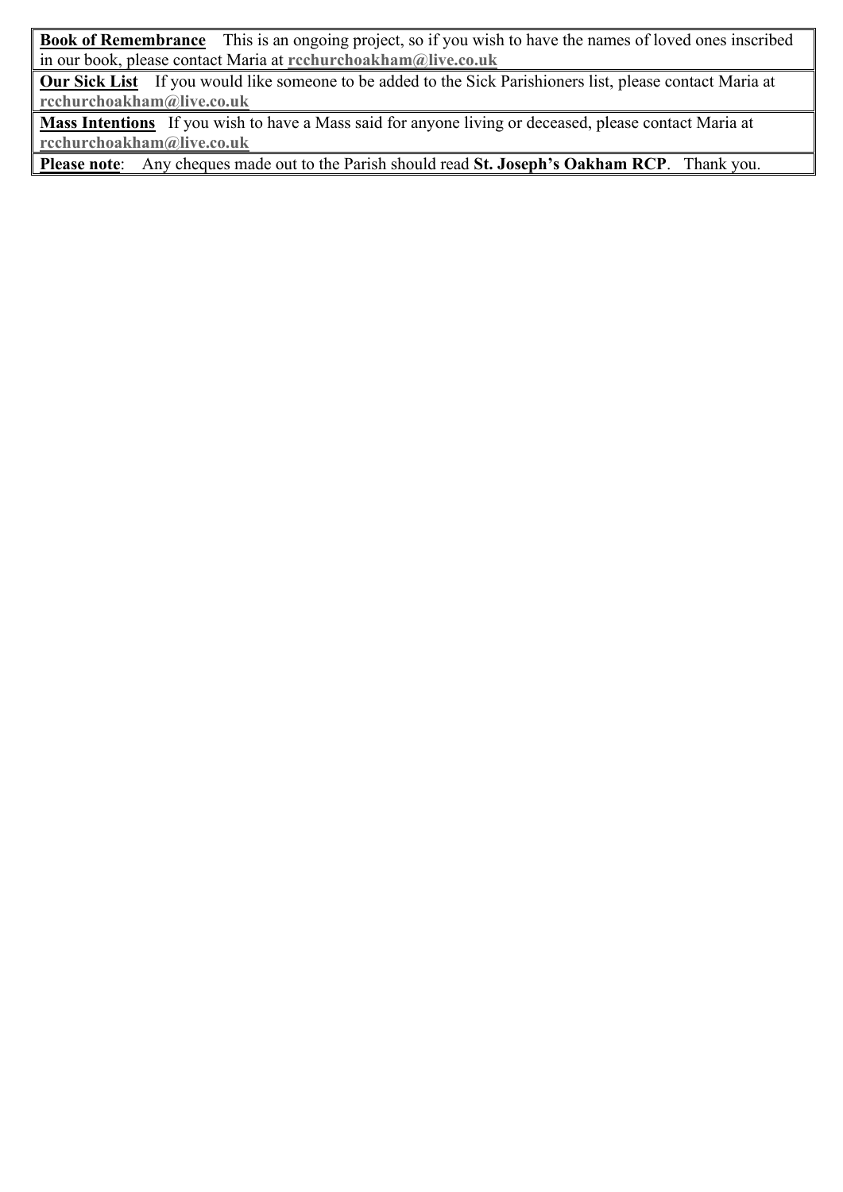**Book of Remembrance** This is an ongoing project, so if you wish to have the names of loved ones inscribed in our book, please contact Maria at **rcchurchoakham@live.co.uk**

**Our Sick List** If you would like someone to be added to the Sick Parishioners list, please contact Maria at **rcchurchoakham@live.co.uk**

**Mass Intentions** If you wish to have a Mass said for anyone living or deceased, please contact Maria at **rcchurchoakham@live.co.uk**

**Please note**: Any cheques made out to the Parish should read **St. Joseph's Oakham RCP**. Thank you.